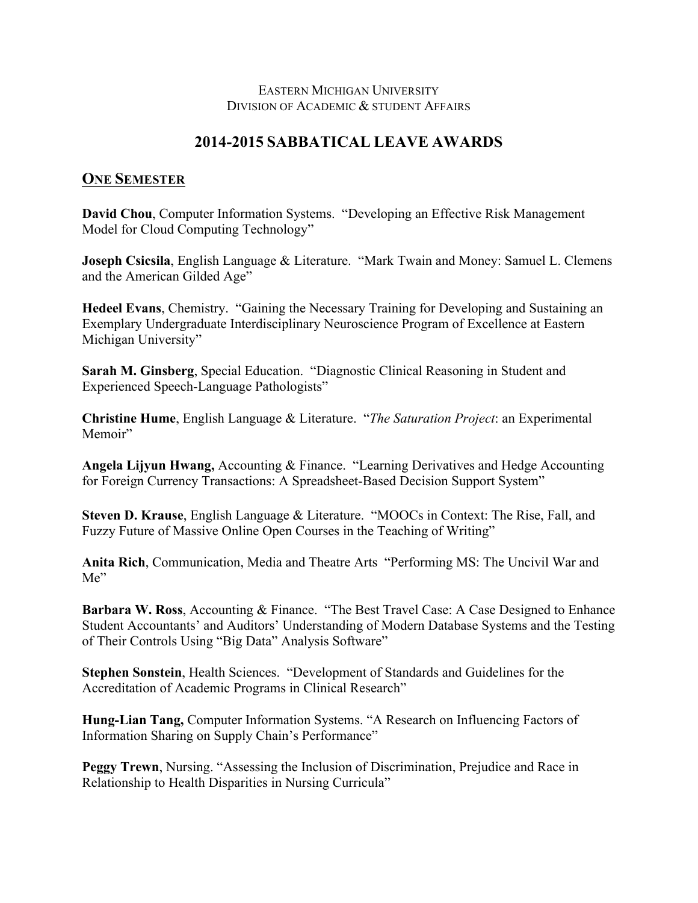EASTERN MICHIGAN UNIVERSITY
DIVISION OF ACADEMIC & STUDENT AFFAIRS

# 2014-2015 SABBATICAL LEAVE AWARDS

## ONE SEMESTER

**David Chou**, Computer Information Systems. "Developing an Effective Risk Management Model for Cloud Computing Technology"

**Joseph Csicsila**, English Language & Literature. "Mark Twain and Money: Samuel L. Clemens and the American Gilded Age"

**Hedeel Evans**, Chemistry. "Gaining the Necessary Training for Developing and Sustaining an Exemplary Undergraduate Interdisciplinary Neuroscience Program of Excellence at Eastern Michigan University"

**Sarah M. Ginsberg**, Special Education. "Diagnostic Clinical Reasoning in Student and Experienced Speech-Language Pathologists"

**Christine Hume**, English Language & Literature. "*The Saturation Project*: an Experimental Memoir"

**Angela Lijyun Hwang,** Accounting & Finance. "Learning Derivatives and Hedge Accounting for Foreign Currency Transactions: A Spreadsheet-Based Decision Support System"

**Steven D. Krause**, English Language & Literature. "MOOCs in Context: The Rise, Fall, and Fuzzy Future of Massive Online Open Courses in the Teaching of Writing"

**Anita Rich**, Communication, Media and Theatre Arts "Performing MS: The Uncivil War and Me"

**Barbara W. Ross**, Accounting & Finance. "The Best Travel Case: A Case Designed to Enhance Student Accountants' and Auditors' Understanding of Modern Database Systems and the Testing of Their Controls Using "Big Data" Analysis Software"

**Stephen Sonstein**, Health Sciences. "Development of Standards and Guidelines for the Accreditation of Academic Programs in Clinical Research"

**Hung-Lian Tang,** Computer Information Systems. "A Research on Influencing Factors of Information Sharing on Supply Chain's Performance"

**Peggy Trewn**, Nursing. "Assessing the Inclusion of Discrimination, Prejudice and Race in Relationship to Health Disparities in Nursing Curricula"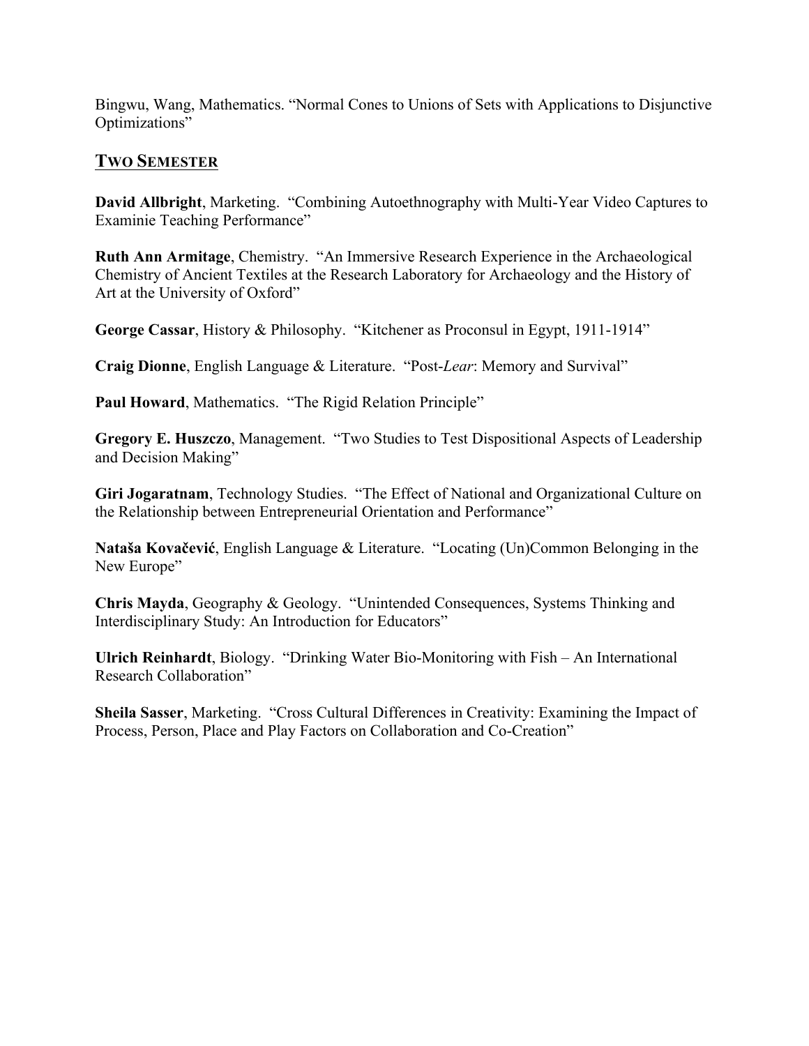Bingwu, Wang, Mathematics. “Normal Cones to Unions of Sets with Applications to Disjunctive Optimizations”

## TWO SEMESTER

**David Allbright**, Marketing. “Combining Autoethnography with Multi-Year Video Captures to Examinie Teaching Performance”

**Ruth Ann Armitage**, Chemistry. “An Immersive Research Experience in the Archaeological Chemistry of Ancient Textiles at the Research Laboratory for Archaeology and the History of Art at the University of Oxford”

**George Cassar**, History & Philosophy. “Kitchener as Proconsul in Egypt, 1911-1914”

**Craig Dionne**, English Language & Literature. “Post-*Lear*: Memory and Survival”

**Paul Howard**, Mathematics. “The Rigid Relation Principle”

**Gregory E. Huszczo**, Management. “Two Studies to Test Dispositional Aspects of Leadership and Decision Making”

**Giri Jogaratnam**, Technology Studies. “The Effect of National and Organizational Culture on the Relationship between Entrepreneurial Orientation and Performance”

**Nataša Kovačević**, English Language & Literature. “Locating (Un)Common Belonging in the New Europe”

**Chris Mayda**, Geography & Geology. “Unintended Consequences, Systems Thinking and Interdisciplinary Study: An Introduction for Educators”

**Ulrich Reinhardt**, Biology. “Drinking Water Bio-Monitoring with Fish – An International Research Collaboration”

**Sheila Sasser**, Marketing. “Cross Cultural Differences in Creativity: Examining the Impact of Process, Person, Place and Play Factors on Collaboration and Co-Creation”